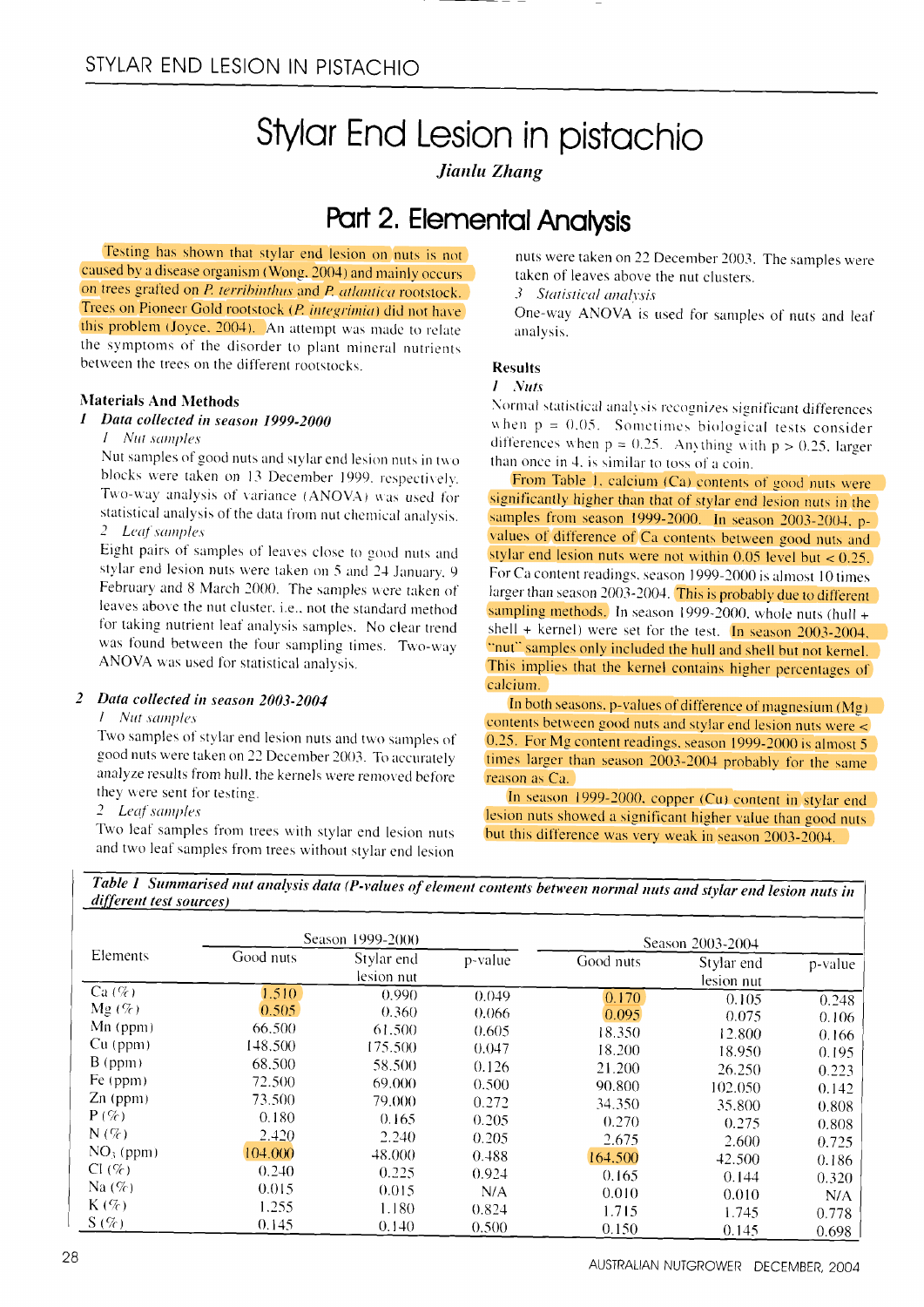# Stylar End Lesion in pistachio

*Jianlu Zhang*

## Part 2. Elemental Analysis

Testing has shown that stylar end lesion on nuts is not caused by a disease organism (Wong, 2004) and mainly occurs on trees grafted on *P. terribinthus* and *P. atlantica* rootstock. Trees on Pioneer Gold rootstock (*P. integrimia*) did not have this problem (Joyce, 2004). An attempt was made to relate the symptoms of the disorder to plant mineral nutrients between the trees on the different rootstocks.

### Materials And Methods

#### 1 *Data collected in season 1999-2000*

*1 Nut samples*

Nut samples of good nuts and stylar end lesion nuts in two blocks were taken on 13 December 1999, respectively. Two-way analysis of variance (ANOVA) was used for statistical analysis of the data from nut chemical analysis.

*2 Leaf samples*

Eight pairs of samples of leaves close to good nuts and stylar end lesion nuts were taken on 5 and 24 January, 9 February and 8 March 2000. The samples were taken of leaves above the nut cluster, i.e., not the standard method for taking nutrient leaf analysis samples. No clear trend was found between the four sampling times. Two-way ANOVA was used for statistical analysis.

#### 2 *Data collected in season 2003-2004*

*1 Nut samples*

Two samples of stylar end lesion nuts and two samples of good nuts were taken on 22 December 2003. To accurately analyze results from hull, the kernels were removed before they were sent for testing.

*2 Leaf samples*

Two leaf samples from trees with stylar end lesion nuts and two leaf samples from trees without stylar end lesion nuts were taken on 22 December 2003. The samples were taken of leaves above the nut clusters.

*3 Statistical analysis*

One-way ANOVA is used for samples of nuts and leaf analysis.

### Results

*1 Nuts*

Normal statistical analysis recognizes significant differences when $p = 0.05$. Sometimes biological tests consider differences when $p = 0.25$. Anything with $p > 0.25$, larger than once in 4, is similar to toss of a coin.

From Table 1, calcium (Ca) contents of good nuts were significantly higher than that of stylar end lesion nuts in the samples from season 1999-2000. In season 2003-2004, p-values of difference of Ca contents between good nuts and stylar end lesion nuts were not within 0.05 level but < 0.25. For Ca content readings, season 1999-2000 is almost 10 times larger than season 2003-2004. This is probably due to different sampling methods. In season 1999-2000, whole nuts (hull + shell + kernel) were set for the test. In season 2003-2004, "nut" samples only included the hull and shell but not kernel. This implies that the kernel contains higher percentages of calcium.

In both seasons, p-values of difference of magnesium (Mg) contents between good nuts and stylar end lesion nuts were < 0.25. For Mg content readings, season 1999-2000 is almost 5 times larger than season 2003-2004 probably for the same reason as Ca.

In season 1999-2000, copper (Cu) content in stylar end lesion nuts showed a significant higher value than good nuts but this difference was very weak in season 2003-2004.

***Table 1** Summarised nut analysis data (P-values of element contents between normal nuts and stylar end lesion nuts in different test sources)*

| Elements | Season 1999-2000 | | | Season 2003-2004 | | |
|---|---|---|---|---|---|---|
| | Good nuts | Stylar end lesion nut | p-value | Good nuts | Stylar end lesion nut | p-value |
| Ca (%) | 1.510 | 0.990 | 0.049 | 0.170 | 0.105 | 0.248 |
| Mg (%) | 0.505 | 0.360 | 0.066 | 0.095 | 0.075 | 0.106 |
| Mn (ppm) | 66.500 | 61.500 | 0.605 | 18.350 | 12.800 | 0.166 |
| Cu (ppm) | 148.500 | 175.500 | 0.047 | 18.200 | 18.950 | 0.195 |
| B (ppm) | 68.500 | 58.500 | 0.126 | 21.200 | 26.250 | 0.223 |
| Fe (ppm) | 72.500 | 69.000 | 0.500 | 90.800 | 102.050 | 0.142 |
| Zn (ppm) | 73.500 | 79.000 | 0.272 | 34.350 | 35.800 | 0.808 |
| P (%) | 0.180 | 0.165 | 0.205 | 0.270 | 0.275 | 0.808 |
| N (%) | 2.420 | 2.240 | 0.205 | 2.675 | 2.600 | 0.725 |
| $NO_3$ (ppm) | 104.000 | 48.000 | 0.488 | 164.500 | 42.500 | 0.186 |
| Cl (%) | 0.240 | 0.225 | 0.924 | 0.165 | 0.144 | 0.320 |
| Na (%) | 0.015 | 0.015 | N/A | 0.010 | 0.010 | N/A |
| K (%) | 1.255 | 1.180 | 0.824 | 1.715 | 1.745 | 0.778 |
| S (%) | 0.145 | 0.140 | 0.500 | 0.150 | 0.145 | 0.698 |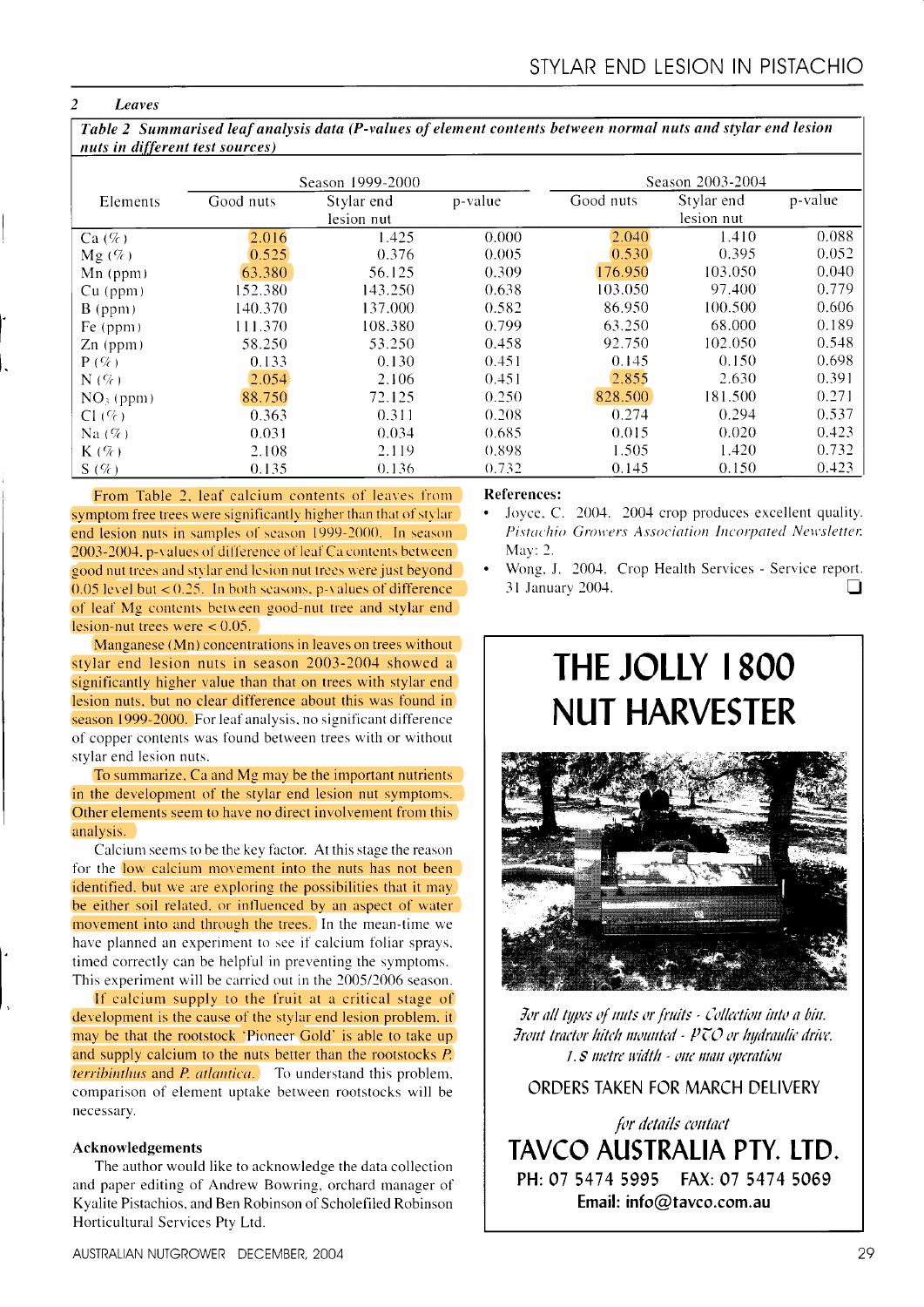### 2 Leaves

*Table 2 Summarised leaf analysis data (P-values of element contents between normal nuts and stylar end lesion nuts in different test sources)*

| Elements | Season 1999-2000 | | | Season 2003-2004 | | |
|---|---|---|---|---|---|---|
| | Good nuts | Stylar end lesion nut | p-value | Good nuts | Stylar end lesion nut | p-value |
| Ca (%) | 2.016 | 1.425 | 0.000 | 2.040 | 1.410 | 0.088 |
| Mg (%) | 0.525 | 0.376 | 0.005 | 0.530 | 0.395 | 0.052 |
| Mn (ppm) | 63.380 | 56.125 | 0.309 | 176.950 | 103.050 | 0.040 |
| Cu (ppm) | 152.380 | 143.250 | 0.638 | 103.050 | 97.400 | 0.779 |
| B (ppm) | 140.370 | 137.000 | 0.582 | 86.950 | 100.500 | 0.606 |
| Fe (ppm) | 111.370 | 108.380 | 0.799 | 63.250 | 68.000 | 0.189 |
| Zn (ppm) | 58.250 | 53.250 | 0.458 | 92.750 | 102.050 | 0.548 |
| P (%) | 0.133 | 0.130 | 0.451 | 0.145 | 0.150 | 0.698 |
| N (%) | 2.054 | 2.106 | 0.451 | 2.855 | 2.630 | 0.391 |
| $NO_3$ (ppm) | 88.750 | 72.125 | 0.250 | 828.500 | 181.500 | 0.271 |
| Cl (%) | 0.363 | 0.311 | 0.208 | 0.274 | 0.294 | 0.537 |
| Na (%) | 0.031 | 0.034 | 0.685 | 0.015 | 0.020 | 0.423 |
| K (%) | 2.108 | 2.119 | 0.898 | 1.505 | 1.420 | 0.732 |
| S (%) | 0.135 | 0.136 | 0.732 | 0.145 | 0.150 | 0.423 |

From Table 2, leaf calcium contents of leaves from symptom free trees were significantly higher than that of stylar end lesion nuts in samples of season 1999-2000. In season 2003-2004, p-values of difference of leaf Ca contents between good nut trees and stylar end lesion nut trees were just beyond 0.05 level but < 0.25. In both seasons, p-values of difference of leaf Mg contents between good-nut tree and stylar end lesion-nut trees were < 0.05.

Manganese (Mn) concentrations in leaves on trees without stylar end lesion nuts in season 2003-2004 showed a significantly higher value than that on trees with stylar end lesion nuts, but no clear difference about this was found in season 1999-2000. For leaf analysis, no significant difference of copper contents was found between trees with or without stylar end lesion nuts.

To summarize, Ca and Mg may be the important nutrients in the development of the stylar end lesion nut symptoms. Other elements seem to have no direct involvement from this analysis.

Calcium seems to be the key factor. At this stage the reason for the low calcium movement into the nuts has not been identified, but we are exploring the possibilities that it may be either soil related, or influenced by an aspect of water movement into and through the trees. In the mean-time we have planned an experiment to see if calcium foliar sprays, timed correctly can be helpful in preventing the symptoms. This experiment will be carried out in the 2005/2006 season.

If calcium supply to the fruit at a critical stage of development is the cause of the stylar end lesion problem, it may be that the rootstock 'Pioneer Gold' is able to take up and supply calcium to the nuts better than the rootstocks *P. terribinthus* and *P. atlantica*. To understand this problem, comparison of element uptake between rootstocks will be necessary.

#### Acknowledgements

The author would like to acknowledge the data collection and paper editing of Andrew Bowring, orchard manager of Kyalite Pistachios, and Ben Robinson of Scholefiled Robinson Horticultural Services Pty Ltd.

#### References:

- Joyce, C. 2004. 2004 crop produces excellent quality. *Pistachio Growers Association Incorporated Newsletter.* May: 2.
- Wong, J. 2004. Crop Health Services - Service report. 31 January 2004.

# THE JOLLY 1800 NUT HARVESTER

*For all types of nuts or fruits - Collection into a bin.*
*Front tractor hitch mounted - PTO or hydraulic drive.*
*1.8 metre width - one man operation*

ORDERS TAKEN FOR MARCH DELIVERY

*for details contact*

**TAVCO AUSTRALIA PTY. LTD.**

**PH: 07 5474 5995 FAX: 07 5474 5069**

**Email: info@tavco.com.au**